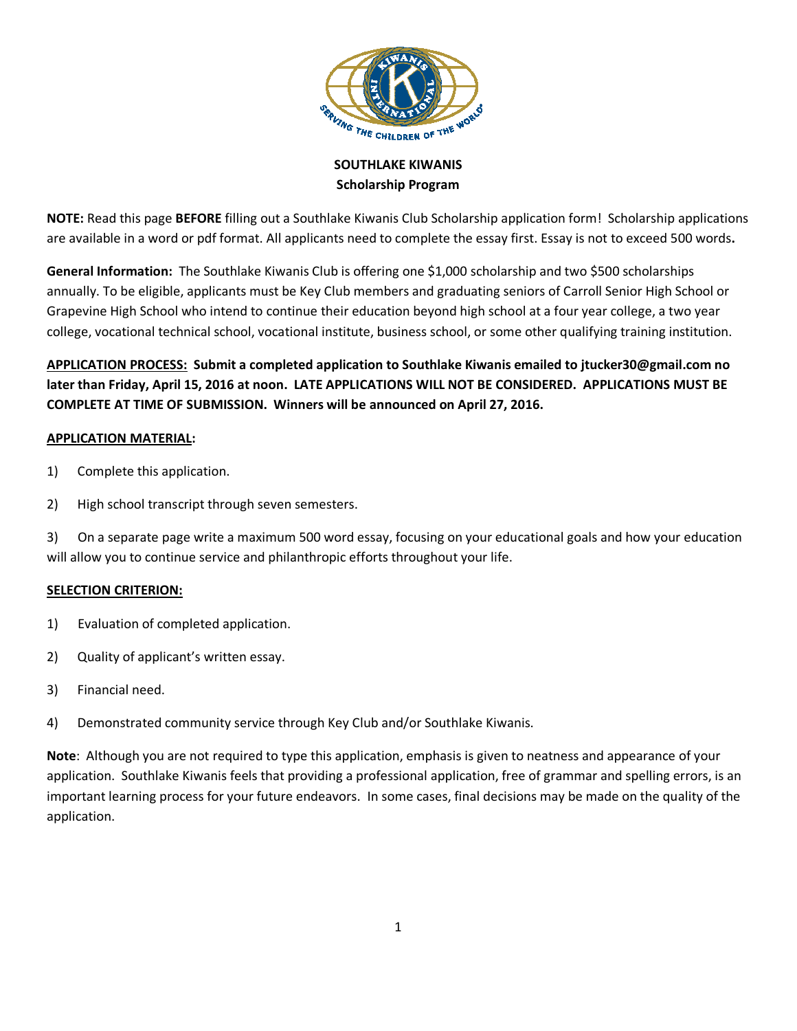# SOUTHLAKE KIWANIS
## Scholarship Program

**NOTE:** Read this page **BEFORE** filling out a Southlake Kiwanis Club Scholarship application form! Scholarship applications are available in a word or pdf format. All applicants need to complete the essay first. Essay is not to exceed 500 words**.**

**General Information:** The Southlake Kiwanis Club is offering one $1,000 scholarship and two $500 scholarships annually. To be eligible, applicants must be Key Club members and graduating seniors of Carroll Senior High School or Grapevine High School who intend to continue their education beyond high school at a four year college, a two year college, vocational technical school, vocational institute, business school, or some other qualifying training institution.

**APPLICATION PROCESS: Submit a completed application to Southlake Kiwanis emailed to jtucker30@gmail.com no later than Friday, April 15, 2016 at noon. LATE APPLICATIONS WILL NOT BE CONSIDERED. APPLICATIONS MUST BE COMPLETE AT TIME OF SUBMISSION. Winners will be announced on April 27, 2016.**

**APPLICATION MATERIAL:**

1) Complete this application.
2) High school transcript through seven semesters.
3) On a separate page write a maximum 500 word essay, focusing on your educational goals and how your education will allow you to continue service and philanthropic efforts throughout your life.

**SELECTION CRITERION:**

1) Evaluation of completed application.
2) Quality of applicant's written essay.
3) Financial need.
4) Demonstrated community service through Key Club and/or Southlake Kiwanis.

**Note**: Although you are not required to type this application, emphasis is given to neatness and appearance of your application. Southlake Kiwanis feels that providing a professional application, free of grammar and spelling errors, is an important learning process for your future endeavors. In some cases, final decisions may be made on the quality of the application.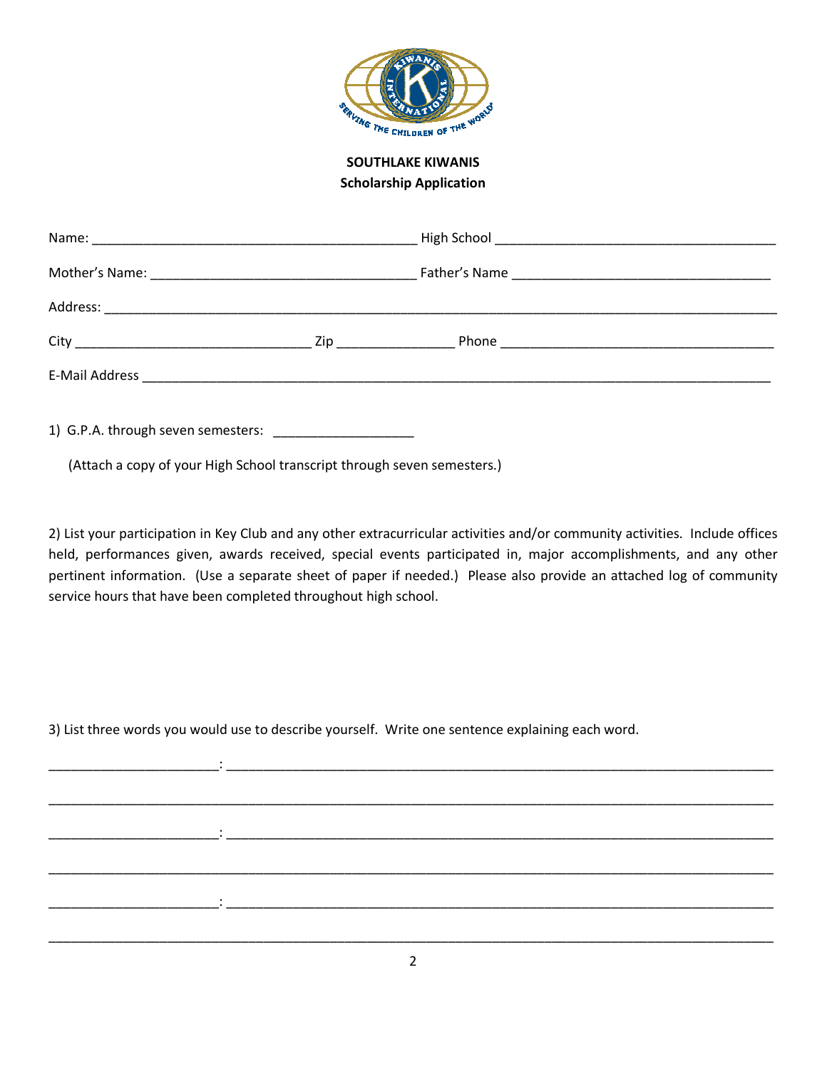**SOUTHLAKE KIWANIS**
**Scholarship Application**

Name: ___________________________________________ High School _____________________________________

Mother's Name: ___________________________________ Father's Name __________________________________

Address: _________________________________________________________________________________________

City _______________________________ Zip _______________ Phone ___________________________________

E-Mail Address ____________________________________________________________________________________

1) G.P.A. through seven semesters: __________________

(Attach a copy of your High School transcript through seven semesters.)

2) List your participation in Key Club and any other extracurricular activities and/or community activities. Include offices held, performances given, awards received, special events participated in, major accomplishments, and any other pertinent information. (Use a separate sheet of paper if needed.) Please also provide an attached log of community service hours that have been completed throughout high school.

3) List three words you would use to describe yourself. Write one sentence explaining each word.

______________________: __________________________________________________________________________

__________________________________________________________________________________________________

______________________: __________________________________________________________________________

__________________________________________________________________________________________________

______________________: __________________________________________________________________________

__________________________________________________________________________________________________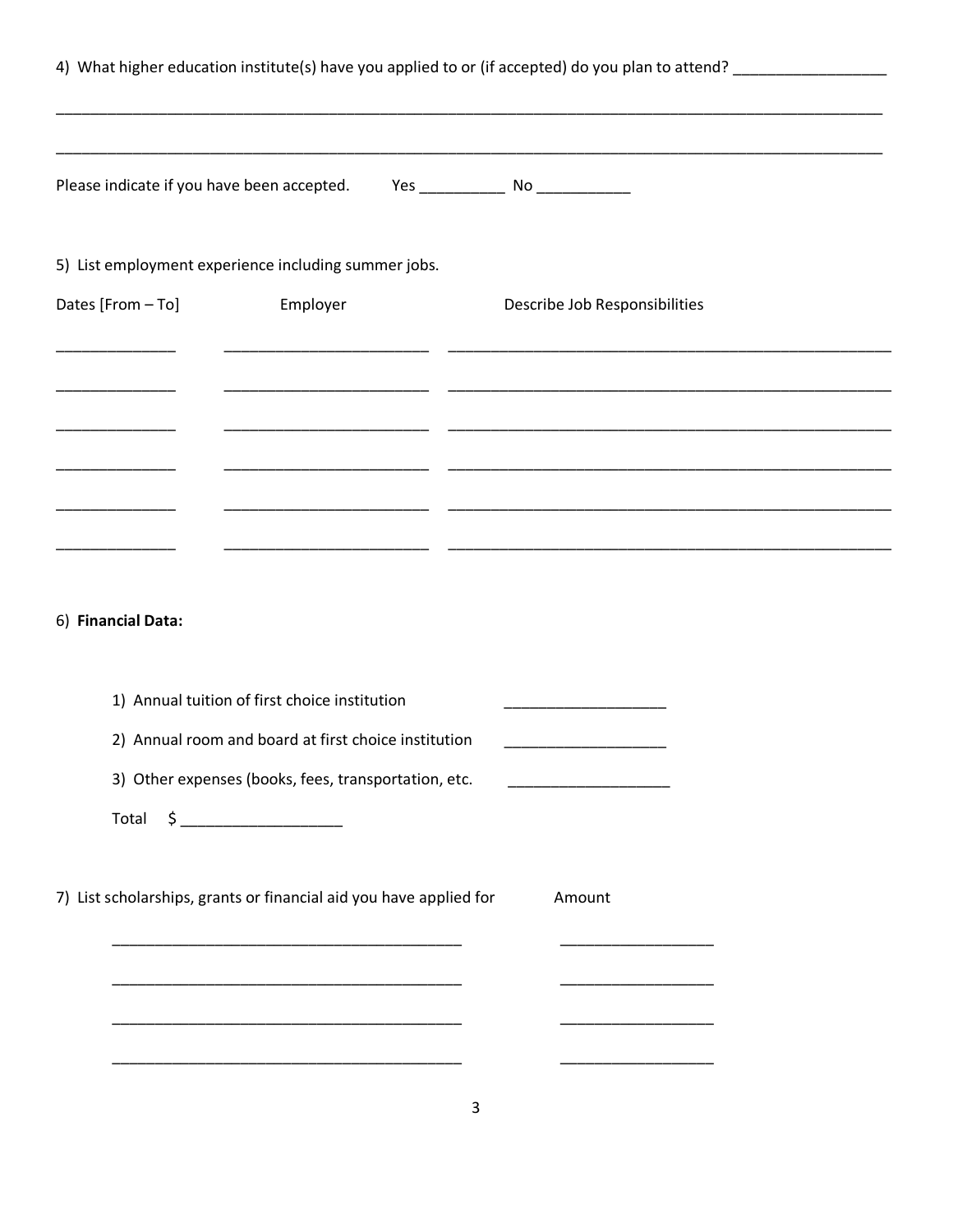4) What higher education institute(s) have you applied to or (if accepted) do you plan to attend? __________________

____________________________________________________________________________________________

____________________________________________________________________________________________

Please indicate if you have been accepted.   Yes __________ No ___________

5) List employment experience including summer jobs.

| Dates [From – To] | Employer | Describe Job Responsibilities |
| --- | --- | --- |
| ______________ | ________________________ | ____________________________________________________ |
| ______________ | ________________________ | ____________________________________________________ |
| ______________ | ________________________ | ____________________________________________________ |
| ______________ | ________________________ | ____________________________________________________ |
| ______________ | ________________________ | ____________________________________________________ |
| ______________ | ________________________ | ____________________________________________________ |

6) **Financial Data:**

1) Annual tuition of first choice institution ___________________

2) Annual room and board at first choice institution ___________________

3) Other expenses (books, fees, transportation, etc. ___________________

Total $ ___________________

7) List scholarships, grants or financial aid you have applied for   Amount

_________________________________________   __________________

_________________________________________   __________________

_________________________________________   __________________

_________________________________________   __________________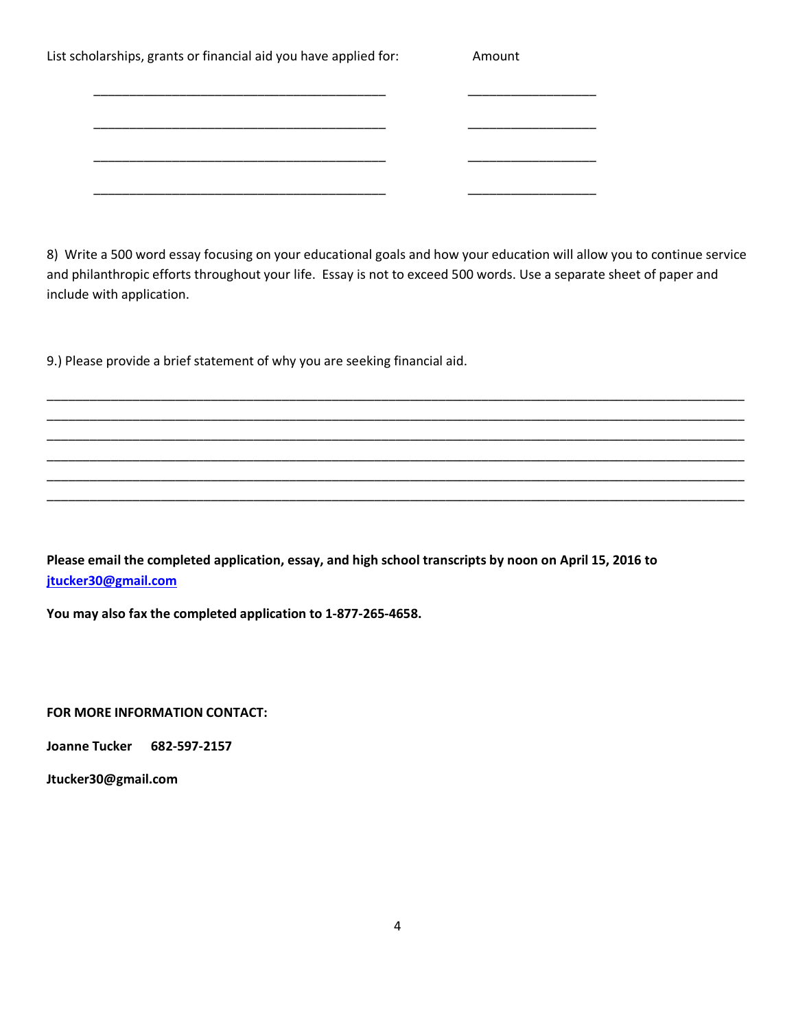List scholarships, grants or financial aid you have applied for: Amount

| | |
|---|---|
| __________________________________________ | __________________ |
| __________________________________________ | __________________ |
| __________________________________________ | __________________ |
| __________________________________________ | __________________ |

8) Write a 500 word essay focusing on your educational goals and how your education will allow you to continue service and philanthropic efforts throughout your life. Essay is not to exceed 500 words. Use a separate sheet of paper and include with application.

9.) Please provide a brief statement of why you are seeking financial aid.

______________________________________________________________________________________________
______________________________________________________________________________________________
______________________________________________________________________________________________
______________________________________________________________________________________________
______________________________________________________________________________________________
______________________________________________________________________________________________

**Please email the completed application, essay, and high school transcripts by noon on April 15, 2016 to [jtucker30@gmail.com](mailto:jtucker30@gmail.com)**

**You may also fax the completed application to 1-877-265-4658.**

**FOR MORE INFORMATION CONTACT:**

**Joanne Tucker 682-597-2157**

**Jtucker30@gmail.com**